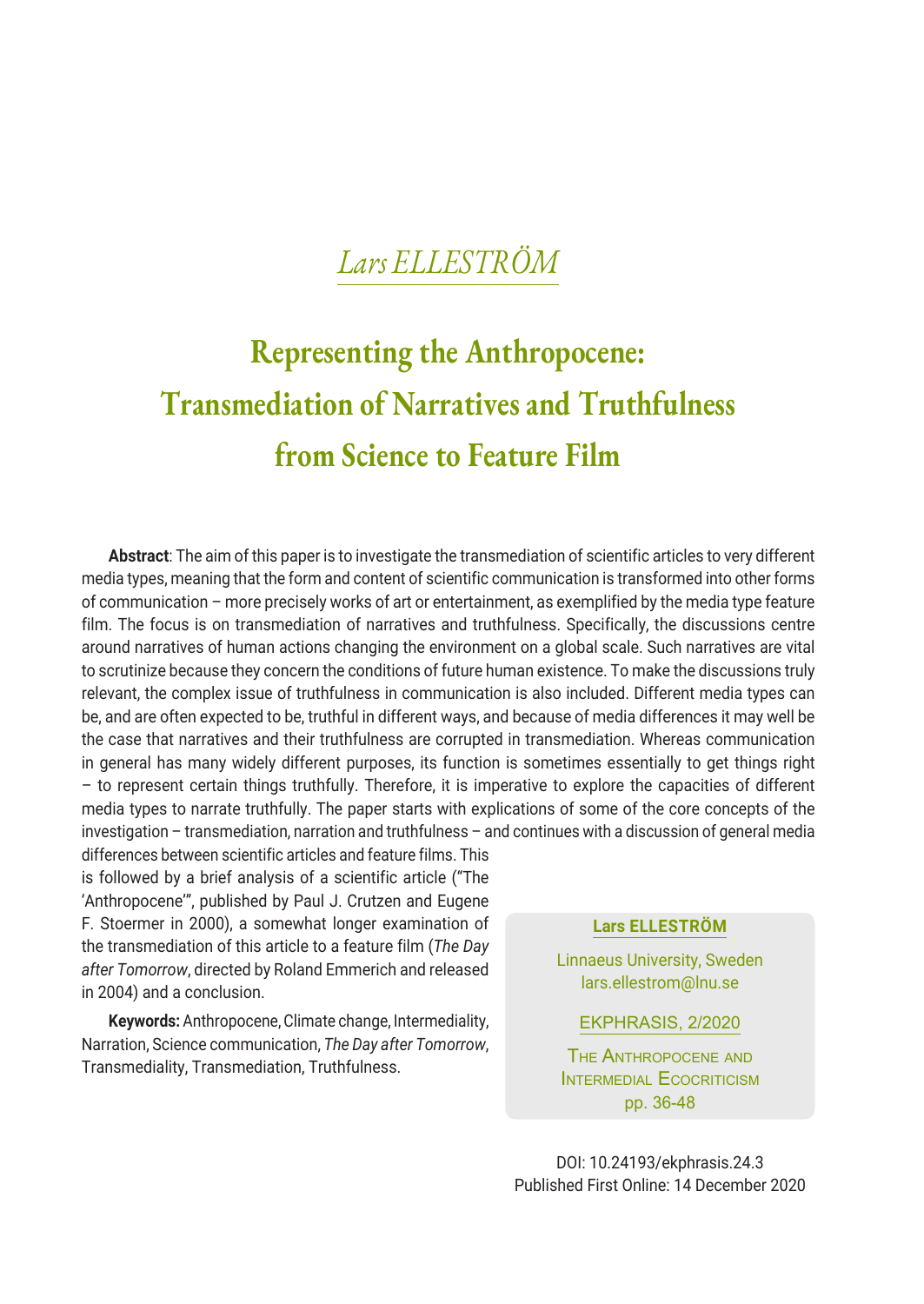*Lars ELLESTRÖM*

# Representing the Anthropocene: Transmediation of Narratives and Truthfulness from Science to Feature Film

**Abstract**: The aim of this paper is to investigate the transmediation of scientific articles to very different media types, meaning that the form and content of scientific communication is transformed into other forms of communication – more precisely works of art or entertainment, as exemplified by the media type feature film. The focus is on transmediation of narratives and truthfulness. Specifically, the discussions centre around narratives of human actions changing the environment on a global scale. Such narratives are vital to scrutinize because they concern the conditions of future human existence. To make the discussions truly relevant, the complex issue of truthfulness in communication is also included. Different media types can be, and are often expected to be, truthful in different ways, and because of media differences it may well be the case that narratives and their truthfulness are corrupted in transmediation. Whereas communication in general has many widely different purposes, its function is sometimes essentially to get things right – to represent certain things truthfully. Therefore, it is imperative to explore the capacities of different media types to narrate truthfully. The paper starts with explications of some of the core concepts of the investigation – transmediation, narration and truthfulness – and continues with a discussion of general media differences between scientific articles and feature films. This is followed by a brief analysis of a scientific article ("The 'Anthropocene'", published by Paul J. Crutzen and Eugene F. Stoermer in 2000), a somewhat longer examination of the transmediation of this article to a feature film (*The Day after Tomorrow*, directed by Roland Emmerich and released in 2004) and a conclusion.

**Keywords:** Anthropocene, Climate change, Intermediality, Narration, Science communication, *The Day after Tomorrow*, Transmediality, Transmediation, Truthfulness.

**Lars ELLESTRÖM**

Linnaeus University, Sweden
lars.ellestrom@lnu.se

EKPHRASIS, 2/2020

THE ANTHROPOCENE AND INTERMEDIAL ECOCRITICISM
pp. 36-48

DOI: 10.24193/ekphrasis.24.3
Published First Online: 14 December 2020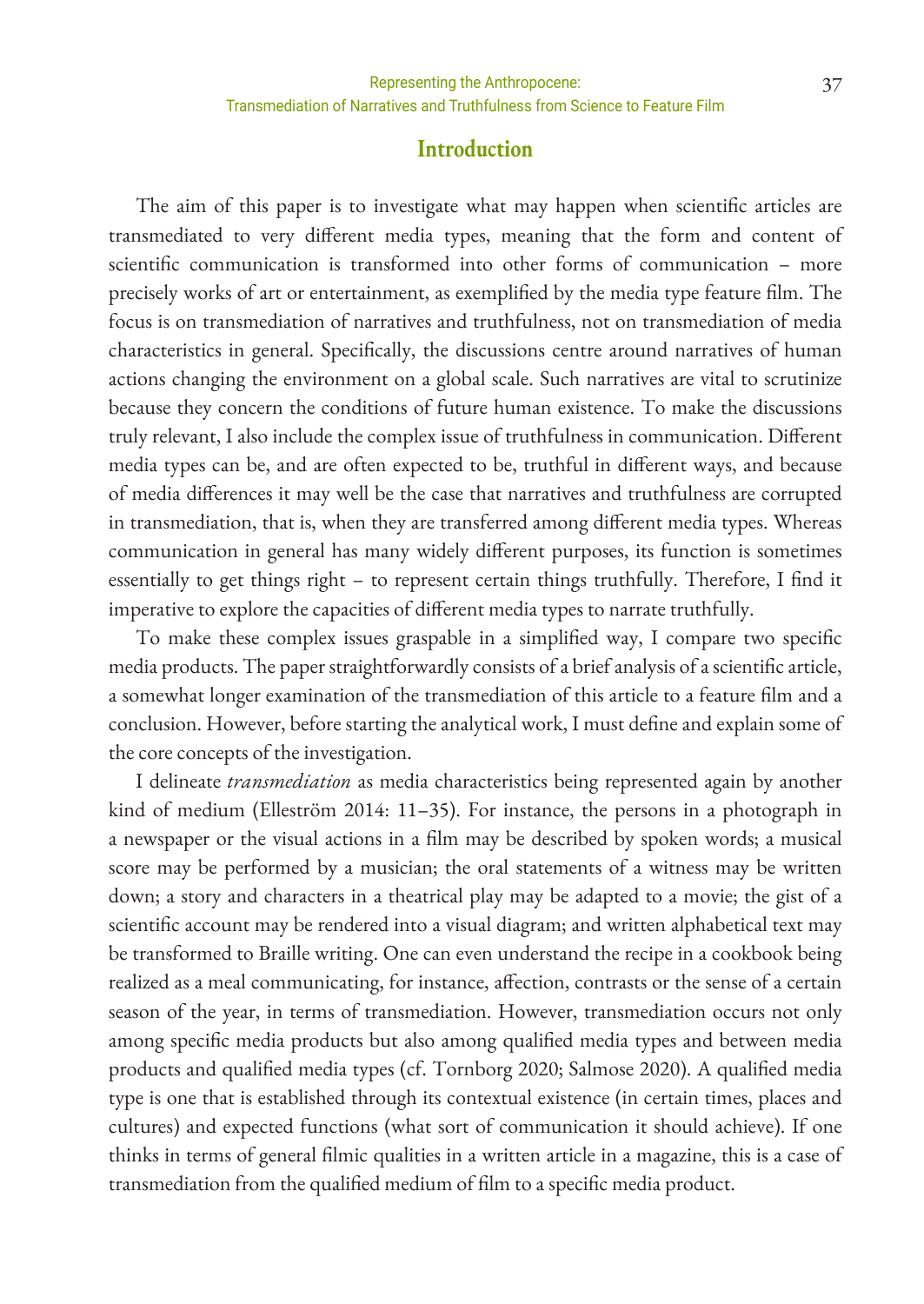## Introduction

The aim of this paper is to investigate what may happen when scientific articles are transmediated to very different media types, meaning that the form and content of scientific communication is transformed into other forms of communication – more precisely works of art or entertainment, as exemplified by the media type feature film. The focus is on transmediation of narratives and truthfulness, not on transmediation of media characteristics in general. Specifically, the discussions centre around narratives of human actions changing the environment on a global scale. Such narratives are vital to scrutinize because they concern the conditions of future human existence. To make the discussions truly relevant, I also include the complex issue of truthfulness in communication. Different media types can be, and are often expected to be, truthful in different ways, and because of media differences it may well be the case that narratives and truthfulness are corrupted in transmediation, that is, when they are transferred among different media types. Whereas communication in general has many widely different purposes, its function is sometimes essentially to get things right – to represent certain things truthfully. Therefore, I find it imperative to explore the capacities of different media types to narrate truthfully.

To make these complex issues graspable in a simplified way, I compare two specific media products. The paper straightforwardly consists of a brief analysis of a scientific article, a somewhat longer examination of the transmediation of this article to a feature film and a conclusion. However, before starting the analytical work, I must define and explain some of the core concepts of the investigation.

I delineate *transmediation* as media characteristics being represented again by another kind of medium (Elleström 2014: 11–35). For instance, the persons in a photograph in a newspaper or the visual actions in a film may be described by spoken words; a musical score may be performed by a musician; the oral statements of a witness may be written down; a story and characters in a theatrical play may be adapted to a movie; the gist of a scientific account may be rendered into a visual diagram; and written alphabetical text may be transformed to Braille writing. One can even understand the recipe in a cookbook being realized as a meal communicating, for instance, affection, contrasts or the sense of a certain season of the year, in terms of transmediation. However, transmediation occurs not only among specific media products but also among qualified media types and between media products and qualified media types (cf. Tornborg 2020; Salmose 2020). A qualified media type is one that is established through its contextual existence (in certain times, places and cultures) and expected functions (what sort of communication it should achieve). If one thinks in terms of general filmic qualities in a written article in a magazine, this is a case of transmediation from the qualified medium of film to a specific media product.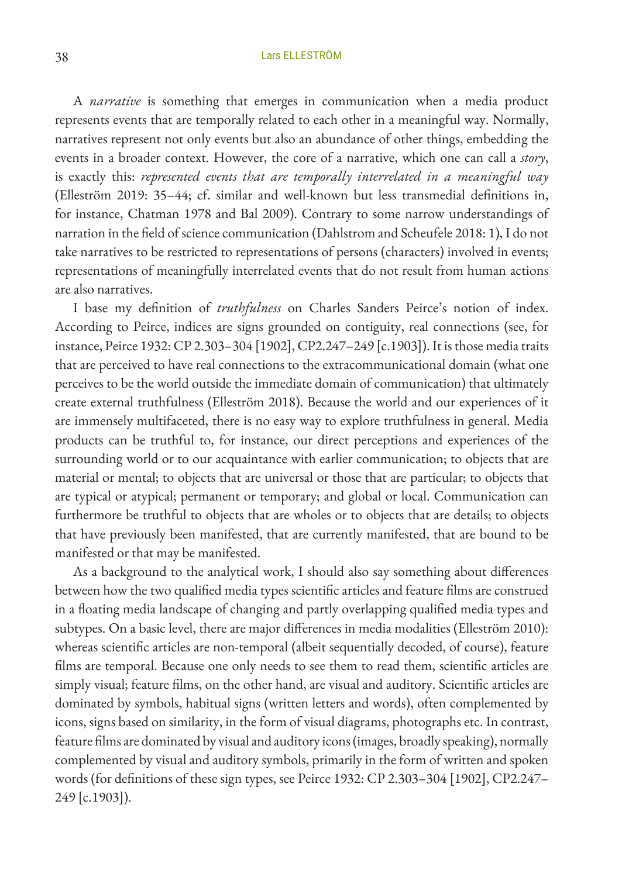A *narrative* is something that emerges in communication when a media product represents events that are temporally related to each other in a meaningful way. Normally, narratives represent not only events but also an abundance of other things, embedding the events in a broader context. However, the core of a narrative, which one can call a *story*, is exactly this: *represented events that are temporally interrelated in a meaningful way* (Elleström 2019: 35–44; cf. similar and well-known but less transmedial definitions in, for instance, Chatman 1978 and Bal 2009). Contrary to some narrow understandings of narration in the field of science communication (Dahlstrom and Scheufele 2018: 1), I do not take narratives to be restricted to representations of persons (characters) involved in events; representations of meaningfully interrelated events that do not result from human actions are also narratives.

I base my definition of *truthfulness* on Charles Sanders Peirce's notion of index. According to Peirce, indices are signs grounded on contiguity, real connections (see, for instance, Peirce 1932: CP 2.303–304 [1902], CP2.247–249 [c.1903]). It is those media traits that are perceived to have real connections to the extracommunicational domain (what one perceives to be the world outside the immediate domain of communication) that ultimately create external truthfulness (Elleström 2018). Because the world and our experiences of it are immensely multifaceted, there is no easy way to explore truthfulness in general. Media products can be truthful to, for instance, our direct perceptions and experiences of the surrounding world or to our acquaintance with earlier communication; to objects that are material or mental; to objects that are universal or those that are particular; to objects that are typical or atypical; permanent or temporary; and global or local. Communication can furthermore be truthful to objects that are wholes or to objects that are details; to objects that have previously been manifested, that are currently manifested, that are bound to be manifested or that may be manifested.

As a background to the analytical work, I should also say something about differences between how the two qualified media types scientific articles and feature films are construed in a floating media landscape of changing and partly overlapping qualified media types and subtypes. On a basic level, there are major differences in media modalities (Elleström 2010): whereas scientific articles are non-temporal (albeit sequentially decoded, of course), feature films are temporal. Because one only needs to see them to read them, scientific articles are simply visual; feature films, on the other hand, are visual and auditory. Scientific articles are dominated by symbols, habitual signs (written letters and words), often complemented by icons, signs based on similarity, in the form of visual diagrams, photographs etc. In contrast, feature films are dominated by visual and auditory icons (images, broadly speaking), normally complemented by visual and auditory symbols, primarily in the form of written and spoken words (for definitions of these sign types, see Peirce 1932: CP 2.303–304 [1902], CP2.247–249 [c.1903]).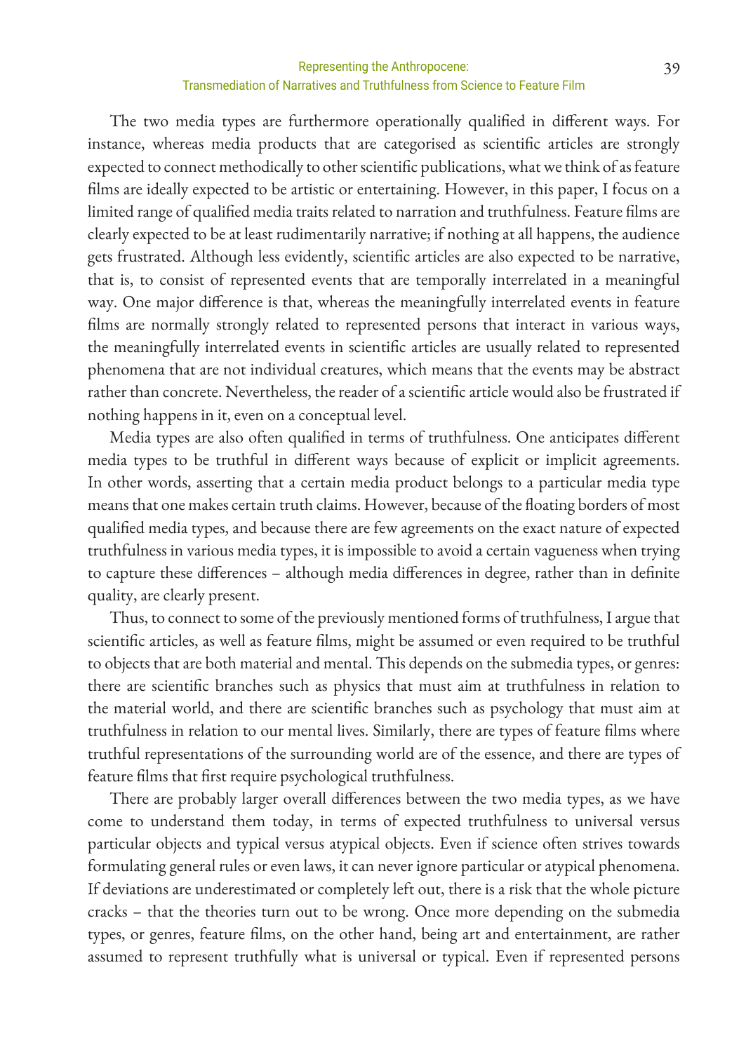The two media types are furthermore operationally qualified in different ways. For instance, whereas media products that are categorised as scientific articles are strongly expected to connect methodically to other scientific publications, what we think of as feature films are ideally expected to be artistic or entertaining. However, in this paper, I focus on a limited range of qualified media traits related to narration and truthfulness. Feature films are clearly expected to be at least rudimentarily narrative; if nothing at all happens, the audience gets frustrated. Although less evidently, scientific articles are also expected to be narrative, that is, to consist of represented events that are temporally interrelated in a meaningful way. One major difference is that, whereas the meaningfully interrelated events in feature films are normally strongly related to represented persons that interact in various ways, the meaningfully interrelated events in scientific articles are usually related to represented phenomena that are not individual creatures, which means that the events may be abstract rather than concrete. Nevertheless, the reader of a scientific article would also be frustrated if nothing happens in it, even on a conceptual level.

Media types are also often qualified in terms of truthfulness. One anticipates different media types to be truthful in different ways because of explicit or implicit agreements. In other words, asserting that a certain media product belongs to a particular media type means that one makes certain truth claims. However, because of the floating borders of most qualified media types, and because there are few agreements on the exact nature of expected truthfulness in various media types, it is impossible to avoid a certain vagueness when trying to capture these differences – although media differences in degree, rather than in definite quality, are clearly present.

Thus, to connect to some of the previously mentioned forms of truthfulness, I argue that scientific articles, as well as feature films, might be assumed or even required to be truthful to objects that are both material and mental. This depends on the submedia types, or genres: there are scientific branches such as physics that must aim at truthfulness in relation to the material world, and there are scientific branches such as psychology that must aim at truthfulness in relation to our mental lives. Similarly, there are types of feature films where truthful representations of the surrounding world are of the essence, and there are types of feature films that first require psychological truthfulness.

There are probably larger overall differences between the two media types, as we have come to understand them today, in terms of expected truthfulness to universal versus particular objects and typical versus atypical objects. Even if science often strives towards formulating general rules or even laws, it can never ignore particular or atypical phenomena. If deviations are underestimated or completely left out, there is a risk that the whole picture cracks – that the theories turn out to be wrong. Once more depending on the submedia types, or genres, feature films, on the other hand, being art and entertainment, are rather assumed to represent truthfully what is universal or typical. Even if represented persons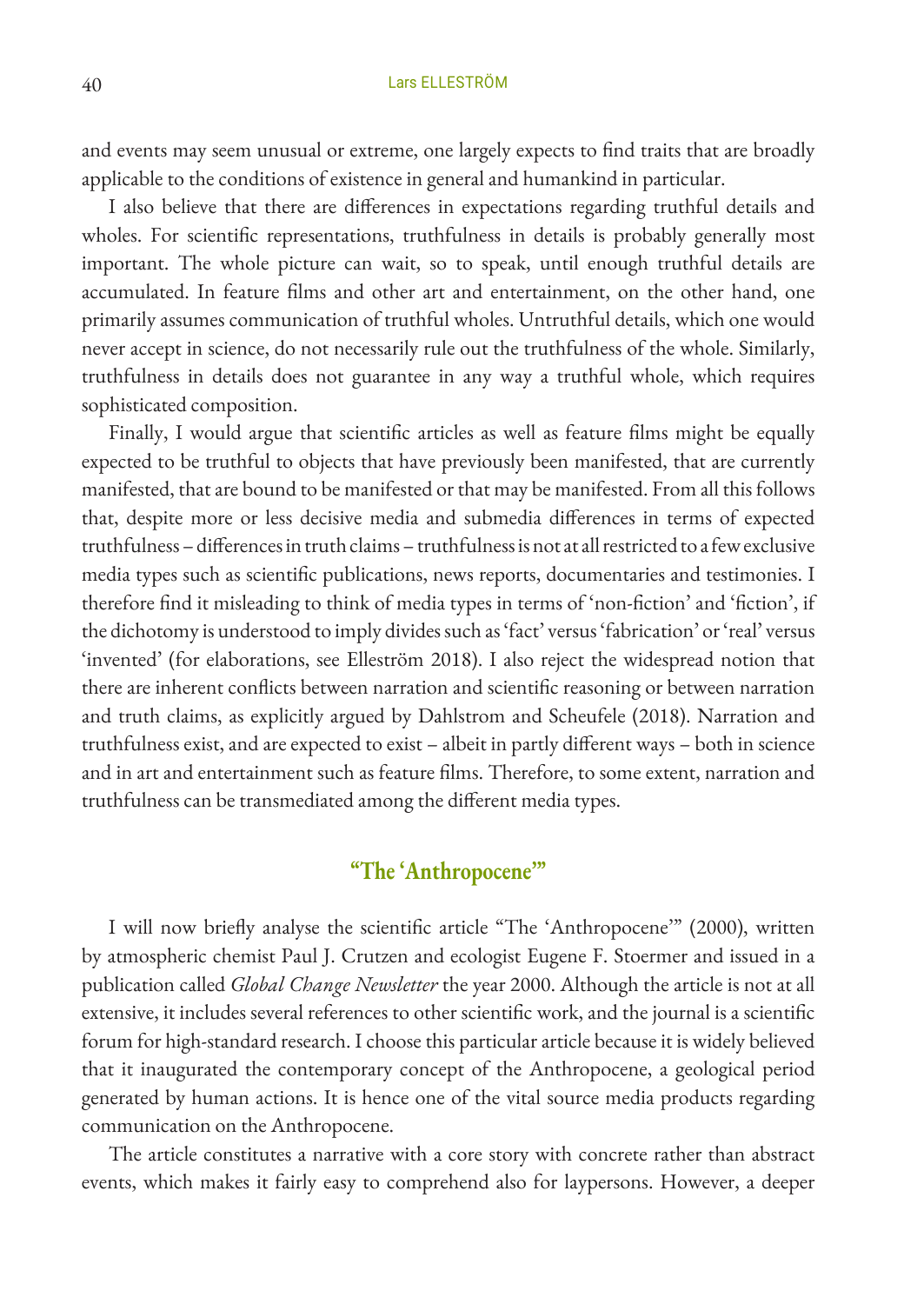and events may seem unusual or extreme, one largely expects to find traits that are broadly applicable to the conditions of existence in general and humankind in particular.

I also believe that there are differences in expectations regarding truthful details and wholes. For scientific representations, truthfulness in details is probably generally most important. The whole picture can wait, so to speak, until enough truthful details are accumulated. In feature films and other art and entertainment, on the other hand, one primarily assumes communication of truthful wholes. Untruthful details, which one would never accept in science, do not necessarily rule out the truthfulness of the whole. Similarly, truthfulness in details does not guarantee in any way a truthful whole, which requires sophisticated composition.

Finally, I would argue that scientific articles as well as feature films might be equally expected to be truthful to objects that have previously been manifested, that are currently manifested, that are bound to be manifested or that may be manifested. From all this follows that, despite more or less decisive media and submedia differences in terms of expected truthfulness – differences in truth claims – truthfulness is not at all restricted to a few exclusive media types such as scientific publications, news reports, documentaries and testimonies. I therefore find it misleading to think of media types in terms of 'non-fiction' and 'fiction', if the dichotomy is understood to imply divides such as 'fact' versus 'fabrication' or 'real' versus 'invented' (for elaborations, see Elleström 2018). I also reject the widespread notion that there are inherent conflicts between narration and scientific reasoning or between narration and truth claims, as explicitly argued by Dahlstrom and Scheufele (2018). Narration and truthfulness exist, and are expected to exist – albeit in partly different ways – both in science and in art and entertainment such as feature films. Therefore, to some extent, narration and truthfulness can be transmediated among the different media types.

## "The 'Anthropocene'"

I will now briefly analyse the scientific article "The 'Anthropocene'" (2000), written by atmospheric chemist Paul J. Crutzen and ecologist Eugene F. Stoermer and issued in a publication called *Global Change Newsletter* the year 2000. Although the article is not at all extensive, it includes several references to other scientific work, and the journal is a scientific forum for high-standard research. I choose this particular article because it is widely believed that it inaugurated the contemporary concept of the Anthropocene, a geological period generated by human actions. It is hence one of the vital source media products regarding communication on the Anthropocene.

The article constitutes a narrative with a core story with concrete rather than abstract events, which makes it fairly easy to comprehend also for laypersons. However, a deeper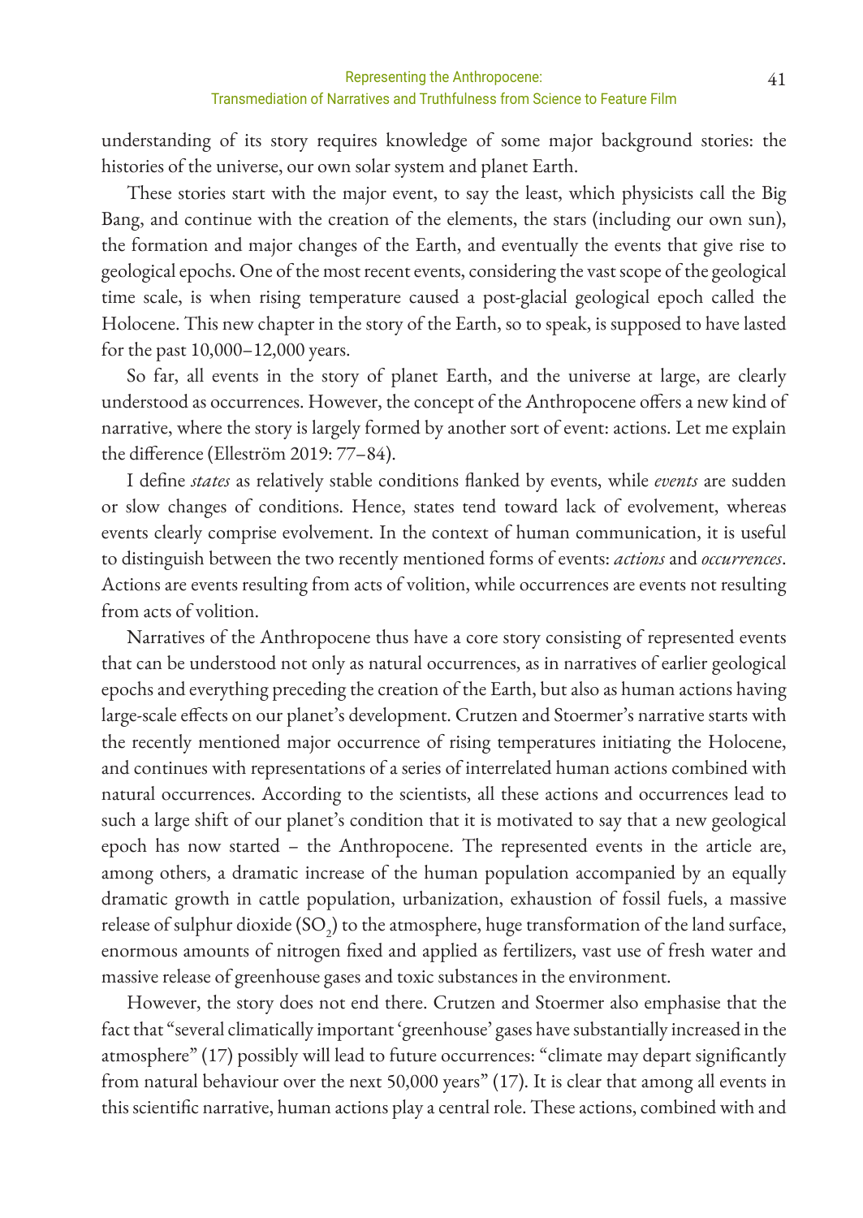understanding of its story requires knowledge of some major background stories: the histories of the universe, our own solar system and planet Earth.

These stories start with the major event, to say the least, which physicists call the Big Bang, and continue with the creation of the elements, the stars (including our own sun), the formation and major changes of the Earth, and eventually the events that give rise to geological epochs. One of the most recent events, considering the vast scope of the geological time scale, is when rising temperature caused a post-glacial geological epoch called the Holocene. This new chapter in the story of the Earth, so to speak, is supposed to have lasted for the past 10,000–12,000 years.

So far, all events in the story of planet Earth, and the universe at large, are clearly understood as occurrences. However, the concept of the Anthropocene offers a new kind of narrative, where the story is largely formed by another sort of event: actions. Let me explain the difference (Elleström 2019: 77–84).

I define *states* as relatively stable conditions flanked by events, while *events* are sudden or slow changes of conditions. Hence, states tend toward lack of evolvement, whereas events clearly comprise evolvement. In the context of human communication, it is useful to distinguish between the two recently mentioned forms of events: *actions* and *occurrences*. Actions are events resulting from acts of volition, while occurrences are events not resulting from acts of volition.

Narratives of the Anthropocene thus have a core story consisting of represented events that can be understood not only as natural occurrences, as in narratives of earlier geological epochs and everything preceding the creation of the Earth, but also as human actions having large-scale effects on our planet's development. Crutzen and Stoermer's narrative starts with the recently mentioned major occurrence of rising temperatures initiating the Holocene, and continues with representations of a series of interrelated human actions combined with natural occurrences. According to the scientists, all these actions and occurrences lead to such a large shift of our planet's condition that it is motivated to say that a new geological epoch has now started – the Anthropocene. The represented events in the article are, among others, a dramatic increase of the human population accompanied by an equally dramatic growth in cattle population, urbanization, exhaustion of fossil fuels, a massive release of sulphur dioxide ($SO_2$) to the atmosphere, huge transformation of the land surface, enormous amounts of nitrogen fixed and applied as fertilizers, vast use of fresh water and massive release of greenhouse gases and toxic substances in the environment.

However, the story does not end there. Crutzen and Stoermer also emphasise that the fact that "several climatically important 'greenhouse' gases have substantially increased in the atmosphere" (17) possibly will lead to future occurrences: "climate may depart significantly from natural behaviour over the next 50,000 years" (17). It is clear that among all events in this scientific narrative, human actions play a central role. These actions, combined with and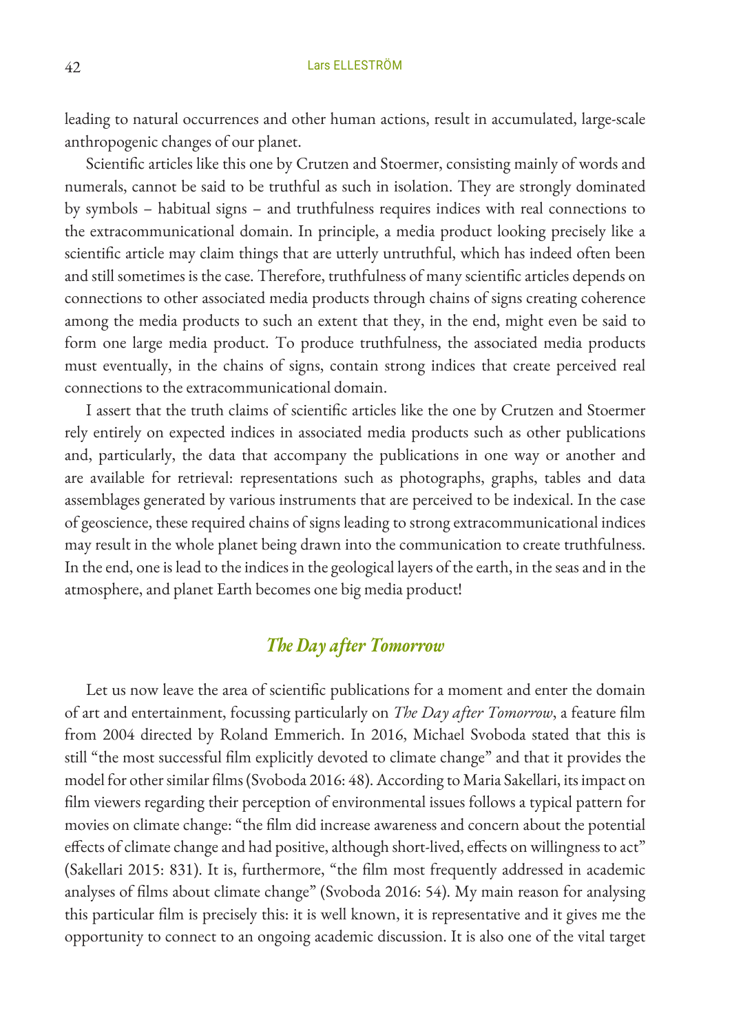leading to natural occurrences and other human actions, result in accumulated, large-scale anthropogenic changes of our planet.

Scientific articles like this one by Crutzen and Stoermer, consisting mainly of words and numerals, cannot be said to be truthful as such in isolation. They are strongly dominated by symbols – habitual signs – and truthfulness requires indices with real connections to the extracommunicational domain. In principle, a media product looking precisely like a scientific article may claim things that are utterly untruthful, which has indeed often been and still sometimes is the case. Therefore, truthfulness of many scientific articles depends on connections to other associated media products through chains of signs creating coherence among the media products to such an extent that they, in the end, might even be said to form one large media product. To produce truthfulness, the associated media products must eventually, in the chains of signs, contain strong indices that create perceived real connections to the extracommunicational domain.

I assert that the truth claims of scientific articles like the one by Crutzen and Stoermer rely entirely on expected indices in associated media products such as other publications and, particularly, the data that accompany the publications in one way or another and are available for retrieval: representations such as photographs, graphs, tables and data assemblages generated by various instruments that are perceived to be indexical. In the case of geoscience, these required chains of signs leading to strong extracommunicational indices may result in the whole planet being drawn into the communication to create truthfulness. In the end, one is lead to the indices in the geological layers of the earth, in the seas and in the atmosphere, and planet Earth becomes one big media product!

## *The Day after Tomorrow*

Let us now leave the area of scientific publications for a moment and enter the domain of art and entertainment, focussing particularly on *The Day after Tomorrow*, a feature film from 2004 directed by Roland Emmerich. In 2016, Michael Svoboda stated that this is still "the most successful film explicitly devoted to climate change" and that it provides the model for other similar films (Svoboda 2016: 48). According to Maria Sakellari, its impact on film viewers regarding their perception of environmental issues follows a typical pattern for movies on climate change: "the film did increase awareness and concern about the potential effects of climate change and had positive, although short-lived, effects on willingness to act" (Sakellari 2015: 831). It is, furthermore, "the film most frequently addressed in academic analyses of films about climate change" (Svoboda 2016: 54). My main reason for analysing this particular film is precisely this: it is well known, it is representative and it gives me the opportunity to connect to an ongoing academic discussion. It is also one of the vital target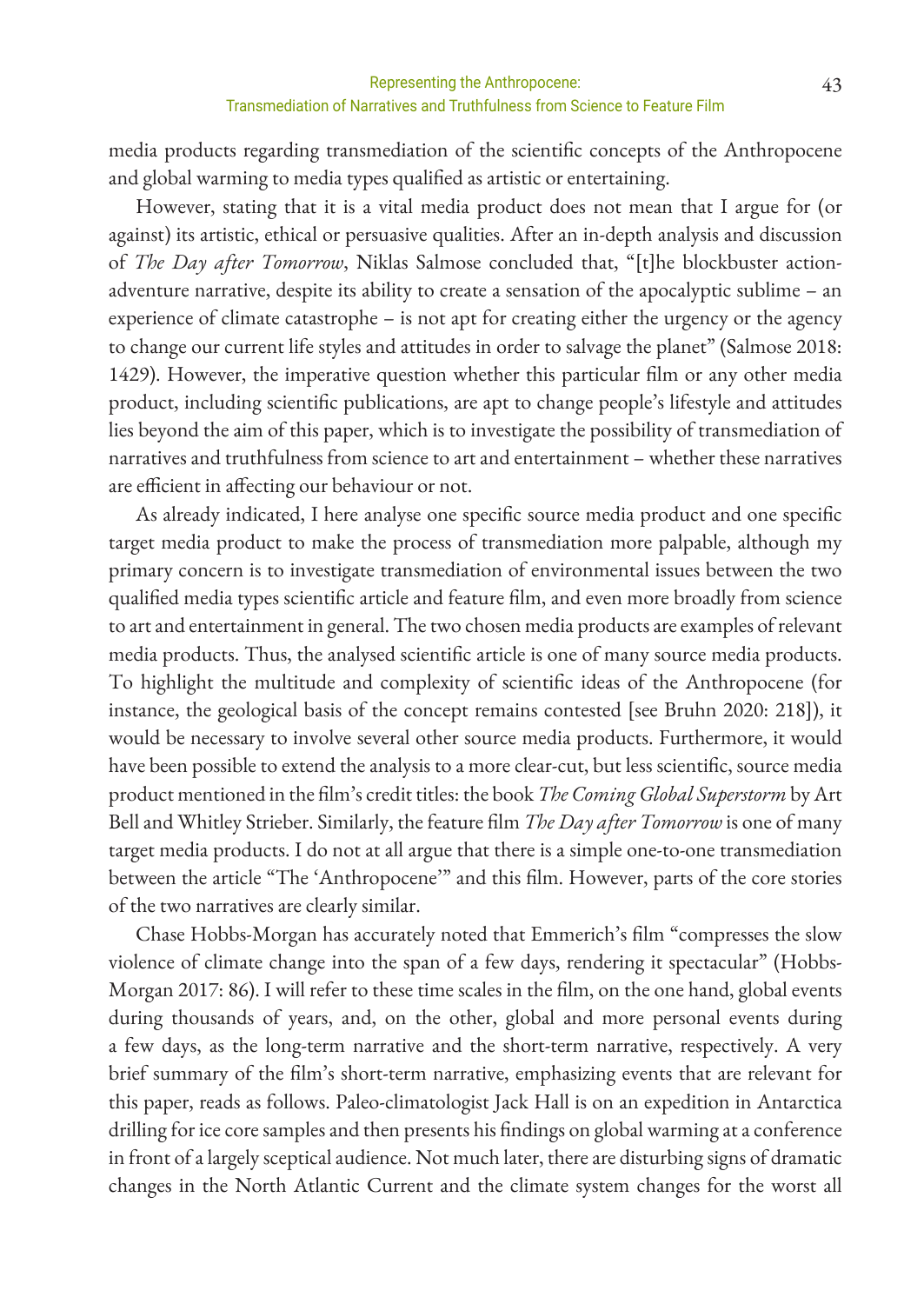media products regarding transmediation of the scientific concepts of the Anthropocene and global warming to media types qualified as artistic or entertaining.

However, stating that it is a vital media product does not mean that I argue for (or against) its artistic, ethical or persuasive qualities. After an in-depth analysis and discussion of *The Day after Tomorrow*, Niklas Salmose concluded that, "[t]he blockbuster action-adventure narrative, despite its ability to create a sensation of the apocalyptic sublime – an experience of climate catastrophe – is not apt for creating either the urgency or the agency to change our current life styles and attitudes in order to salvage the planet" (Salmose 2018: 1429). However, the imperative question whether this particular film or any other media product, including scientific publications, are apt to change people's lifestyle and attitudes lies beyond the aim of this paper, which is to investigate the possibility of transmediation of narratives and truthfulness from science to art and entertainment – whether these narratives are efficient in affecting our behaviour or not.

As already indicated, I here analyse one specific source media product and one specific target media product to make the process of transmediation more palpable, although my primary concern is to investigate transmediation of environmental issues between the two qualified media types scientific article and feature film, and even more broadly from science to art and entertainment in general. The two chosen media products are examples of relevant media products. Thus, the analysed scientific article is one of many source media products. To highlight the multitude and complexity of scientific ideas of the Anthropocene (for instance, the geological basis of the concept remains contested [see Bruhn 2020: 218]), it would be necessary to involve several other source media products. Furthermore, it would have been possible to extend the analysis to a more clear-cut, but less scientific, source media product mentioned in the film's credit titles: the book *The Coming Global Superstorm* by Art Bell and Whitley Strieber. Similarly, the feature film *The Day after Tomorrow* is one of many target media products. I do not at all argue that there is a simple one-to-one transmediation between the article "The 'Anthropocene'" and this film. However, parts of the core stories of the two narratives are clearly similar.

Chase Hobbs-Morgan has accurately noted that Emmerich's film "compresses the slow violence of climate change into the span of a few days, rendering it spectacular" (Hobbs-Morgan 2017: 86). I will refer to these time scales in the film, on the one hand, global events during thousands of years, and, on the other, global and more personal events during a few days, as the long-term narrative and the short-term narrative, respectively. A very brief summary of the film's short-term narrative, emphasizing events that are relevant for this paper, reads as follows. Paleo-climatologist Jack Hall is on an expedition in Antarctica drilling for ice core samples and then presents his findings on global warming at a conference in front of a largely sceptical audience. Not much later, there are disturbing signs of dramatic changes in the North Atlantic Current and the climate system changes for the worst all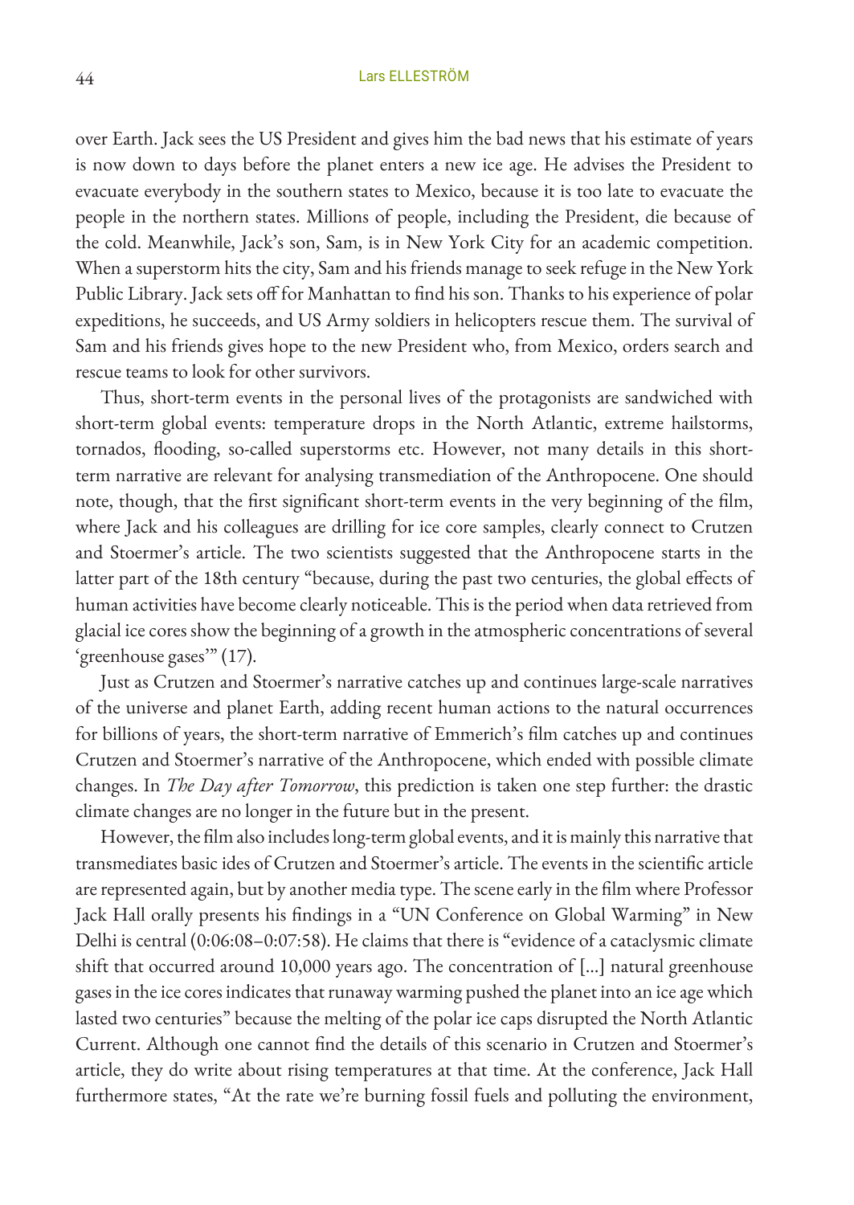over Earth. Jack sees the US President and gives him the bad news that his estimate of years is now down to days before the planet enters a new ice age. He advises the President to evacuate everybody in the southern states to Mexico, because it is too late to evacuate the people in the northern states. Millions of people, including the President, die because of the cold. Meanwhile, Jack's son, Sam, is in New York City for an academic competition. When a superstorm hits the city, Sam and his friends manage to seek refuge in the New York Public Library. Jack sets off for Manhattan to find his son. Thanks to his experience of polar expeditions, he succeeds, and US Army soldiers in helicopters rescue them. The survival of Sam and his friends gives hope to the new President who, from Mexico, orders search and rescue teams to look for other survivors.

Thus, short-term events in the personal lives of the protagonists are sandwiched with short-term global events: temperature drops in the North Atlantic, extreme hailstorms, tornados, flooding, so-called superstorms etc. However, not many details in this short-term narrative are relevant for analysing transmediation of the Anthropocene. One should note, though, that the first significant short-term events in the very beginning of the film, where Jack and his colleagues are drilling for ice core samples, clearly connect to Crutzen and Stoermer's article. The two scientists suggested that the Anthropocene starts in the latter part of the 18th century "because, during the past two centuries, the global effects of human activities have become clearly noticeable. This is the period when data retrieved from glacial ice cores show the beginning of a growth in the atmospheric concentrations of several 'greenhouse gases'" (17).

Just as Crutzen and Stoermer's narrative catches up and continues large-scale narratives of the universe and planet Earth, adding recent human actions to the natural occurrences for billions of years, the short-term narrative of Emmerich's film catches up and continues Crutzen and Stoermer's narrative of the Anthropocene, which ended with possible climate changes. In *The Day after Tomorrow*, this prediction is taken one step further: the drastic climate changes are no longer in the future but in the present.

However, the film also includes long-term global events, and it is mainly this narrative that transmediates basic ides of Crutzen and Stoermer's article. The events in the scientific article are represented again, but by another media type. The scene early in the film where Professor Jack Hall orally presents his findings in a "UN Conference on Global Warming" in New Delhi is central (0:06:08–0:07:58). He claims that there is "evidence of a cataclysmic climate shift that occurred around 10,000 years ago. The concentration of [...] natural greenhouse gases in the ice cores indicates that runaway warming pushed the planet into an ice age which lasted two centuries" because the melting of the polar ice caps disrupted the North Atlantic Current. Although one cannot find the details of this scenario in Crutzen and Stoermer's article, they do write about rising temperatures at that time. At the conference, Jack Hall furthermore states, "At the rate we're burning fossil fuels and polluting the environment,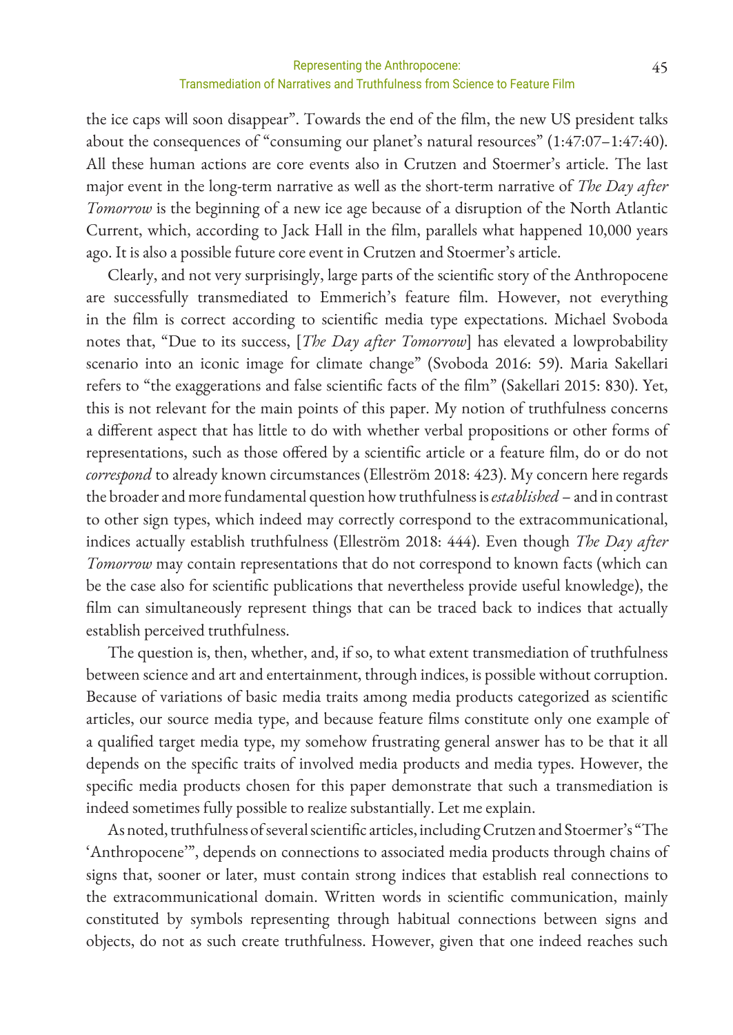the ice caps will soon disappear". Towards the end of the film, the new US president talks about the consequences of "consuming our planet's natural resources" (1:47:07–1:47:40). All these human actions are core events also in Crutzen and Stoermer's article. The last major event in the long-term narrative as well as the short-term narrative of *The Day after Tomorrow* is the beginning of a new ice age because of a disruption of the North Atlantic Current, which, according to Jack Hall in the film, parallels what happened 10,000 years ago. It is also a possible future core event in Crutzen and Stoermer's article.

Clearly, and not very surprisingly, large parts of the scientific story of the Anthropocene are successfully transmediated to Emmerich's feature film. However, not everything in the film is correct according to scientific media type expectations. Michael Svoboda notes that, "Due to its success, [*The Day after Tomorrow*] has elevated a lowprobability scenario into an iconic image for climate change" (Svoboda 2016: 59). Maria Sakellari refers to "the exaggerations and false scientific facts of the film" (Sakellari 2015: 830). Yet, this is not relevant for the main points of this paper. My notion of truthfulness concerns a different aspect that has little to do with whether verbal propositions or other forms of representations, such as those offered by a scientific article or a feature film, do or do not *correspond* to already known circumstances (Elleström 2018: 423). My concern here regards the broader and more fundamental question how truthfulness is *established* – and in contrast to other sign types, which indeed may correctly correspond to the extracommunicational, indices actually establish truthfulness (Elleström 2018: 444). Even though *The Day after Tomorrow* may contain representations that do not correspond to known facts (which can be the case also for scientific publications that nevertheless provide useful knowledge), the film can simultaneously represent things that can be traced back to indices that actually establish perceived truthfulness.

The question is, then, whether, and, if so, to what extent transmediation of truthfulness between science and art and entertainment, through indices, is possible without corruption. Because of variations of basic media traits among media products categorized as scientific articles, our source media type, and because feature films constitute only one example of a qualified target media type, my somehow frustrating general answer has to be that it all depends on the specific traits of involved media products and media types. However, the specific media products chosen for this paper demonstrate that such a transmediation is indeed sometimes fully possible to realize substantially. Let me explain.

As noted, truthfulness of several scientific articles, including Crutzen and Stoermer's "The 'Anthropocene'", depends on connections to associated media products through chains of signs that, sooner or later, must contain strong indices that establish real connections to the extracommunicational domain. Written words in scientific communication, mainly constituted by symbols representing through habitual connections between signs and objects, do not as such create truthfulness. However, given that one indeed reaches such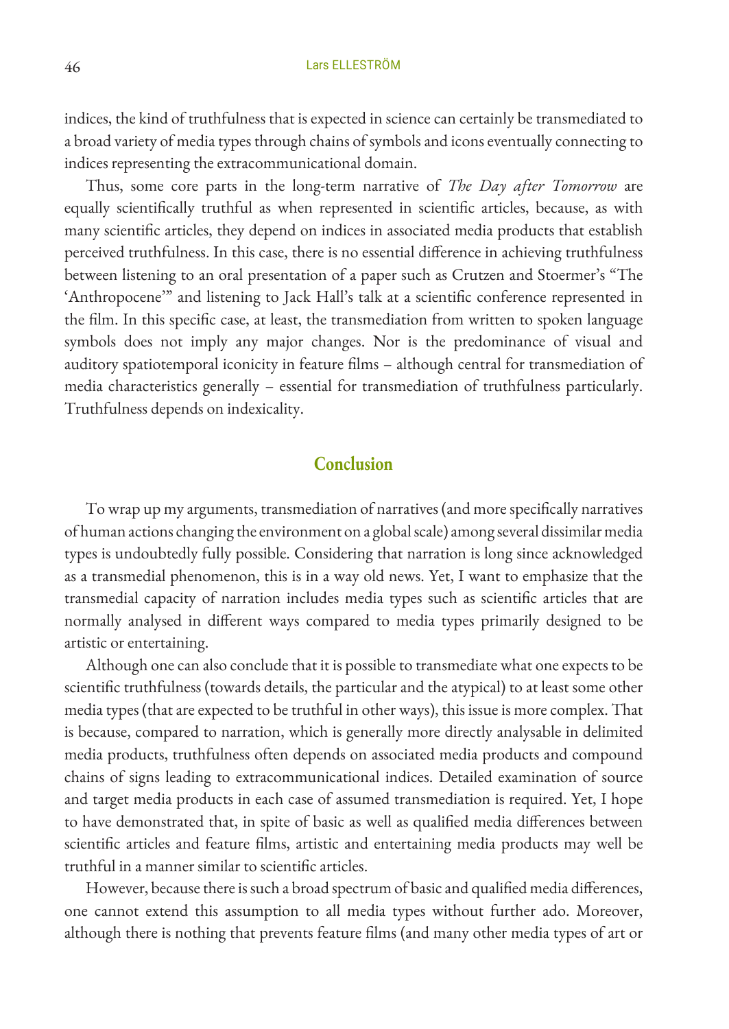indices, the kind of truthfulness that is expected in science can certainly be transmediated to a broad variety of media types through chains of symbols and icons eventually connecting to indices representing the extracommunicational domain.

Thus, some core parts in the long-term narrative of *The Day after Tomorrow* are equally scientifically truthful as when represented in scientific articles, because, as with many scientific articles, they depend on indices in associated media products that establish perceived truthfulness. In this case, there is no essential difference in achieving truthfulness between listening to an oral presentation of a paper such as Crutzen and Stoermer's "The 'Anthropocene'" and listening to Jack Hall's talk at a scientific conference represented in the film. In this specific case, at least, the transmediation from written to spoken language symbols does not imply any major changes. Nor is the predominance of visual and auditory spatiotemporal iconicity in feature films – although central for transmediation of media characteristics generally – essential for transmediation of truthfulness particularly. Truthfulness depends on indexicality.

## Conclusion

To wrap up my arguments, transmediation of narratives (and more specifically narratives of human actions changing the environment on a global scale) among several dissimilar media types is undoubtedly fully possible. Considering that narration is long since acknowledged as a transmedial phenomenon, this is in a way old news. Yet, I want to emphasize that the transmedial capacity of narration includes media types such as scientific articles that are normally analysed in different ways compared to media types primarily designed to be artistic or entertaining.

Although one can also conclude that it is possible to transmediate what one expects to be scientific truthfulness (towards details, the particular and the atypical) to at least some other media types (that are expected to be truthful in other ways), this issue is more complex. That is because, compared to narration, which is generally more directly analysable in delimited media products, truthfulness often depends on associated media products and compound chains of signs leading to extracommunicational indices. Detailed examination of source and target media products in each case of assumed transmediation is required. Yet, I hope to have demonstrated that, in spite of basic as well as qualified media differences between scientific articles and feature films, artistic and entertaining media products may well be truthful in a manner similar to scientific articles.

However, because there is such a broad spectrum of basic and qualified media differences, one cannot extend this assumption to all media types without further ado. Moreover, although there is nothing that prevents feature films (and many other media types of art or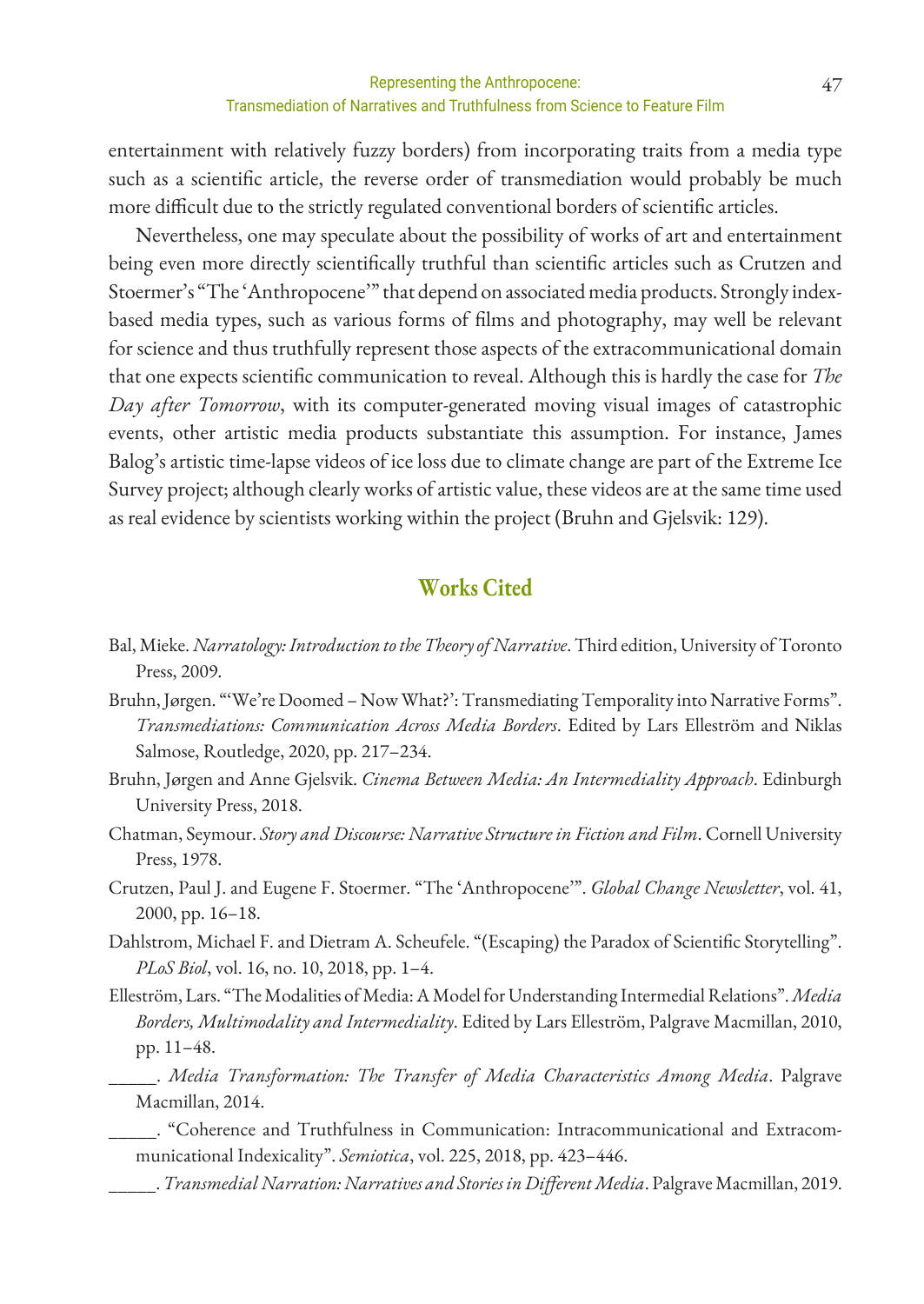entertainment with relatively fuzzy borders) from incorporating traits from a media type such as a scientific article, the reverse order of transmediation would probably be much more difficult due to the strictly regulated conventional borders of scientific articles.

Nevertheless, one may speculate about the possibility of works of art and entertainment being even more directly scientifically truthful than scientific articles such as Crutzen and Stoermer's "The 'Anthropocene'" that depend on associated media products. Strongly index-based media types, such as various forms of films and photography, may well be relevant for science and thus truthfully represent those aspects of the extracommunicational domain that one expects scientific communication to reveal. Although this is hardly the case for *The Day after Tomorrow*, with its computer-generated moving visual images of catastrophic events, other artistic media products substantiate this assumption. For instance, James Balog's artistic time-lapse videos of ice loss due to climate change are part of the Extreme Ice Survey project; although clearly works of artistic value, these videos are at the same time used as real evidence by scientists working within the project (Bruhn and Gjelsvik: 129).

## Works Cited

Bal, Mieke. *Narratology: Introduction to the Theory of Narrative*. Third edition, University of Toronto Press, 2009.

Bruhn, Jørgen. "'We're Doomed – Now What?': Transmediating Temporality into Narrative Forms". *Transmediations: Communication Across Media Borders*. Edited by Lars Elleström and Niklas Salmose, Routledge, 2020, pp. 217–234.

Bruhn, Jørgen and Anne Gjelsvik. *Cinema Between Media: An Intermediality Approach*. Edinburgh University Press, 2018.

Chatman, Seymour. *Story and Discourse: Narrative Structure in Fiction and Film*. Cornell University Press, 1978.

Crutzen, Paul J. and Eugene F. Stoermer. "The 'Anthropocene'". *Global Change Newsletter*, vol. 41, 2000, pp. 16–18.

Dahlstrom, Michael F. and Dietram A. Scheufele. "(Escaping) the Paradox of Scientific Storytelling". *PLoS Biol*, vol. 16, no. 10, 2018, pp. 1–4.

Elleström, Lars. "The Modalities of Media: A Model for Understanding Intermedial Relations". *Media Borders, Multimodality and Intermediality*. Edited by Lars Elleström, Palgrave Macmillan, 2010, pp. 11–48.

_____. *Media Transformation: The Transfer of Media Characteristics Among Media*. Palgrave Macmillan, 2014.

_____. "Coherence and Truthfulness in Communication: Intracommunicational and Extracommunicational Indexicality". *Semiotica*, vol. 225, 2018, pp. 423–446.

_____. *Transmedial Narration: Narratives and Stories in Different Media*. Palgrave Macmillan, 2019.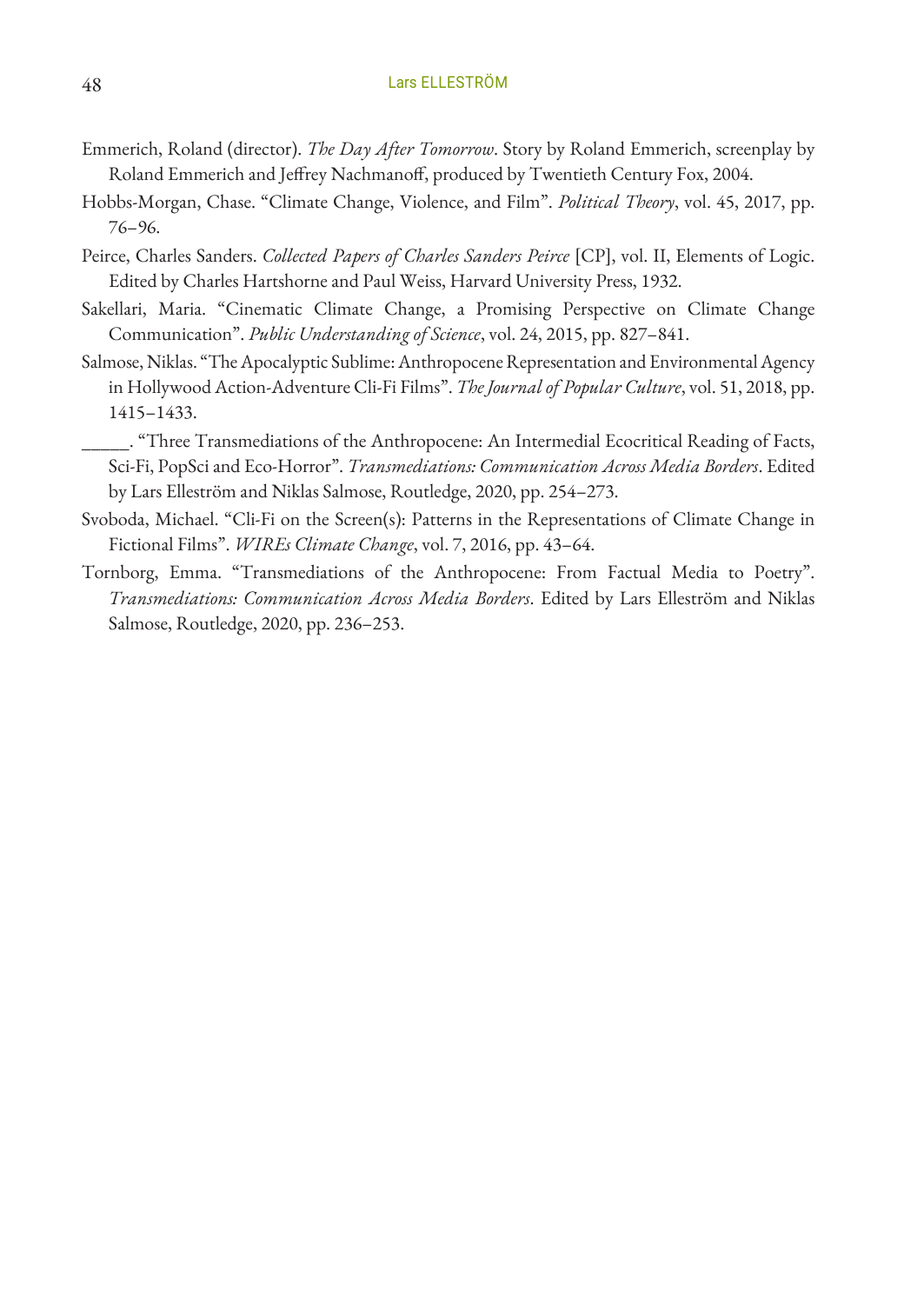Emmerich, Roland (director). *The Day After Tomorrow*. Story by Roland Emmerich, screenplay by Roland Emmerich and Jeffrey Nachmanoff, produced by Twentieth Century Fox, 2004.

Hobbs-Morgan, Chase. "Climate Change, Violence, and Film". *Political Theory*, vol. 45, 2017, pp. 76–96.

Peirce, Charles Sanders. *Collected Papers of Charles Sanders Peirce* [CP], vol. II, Elements of Logic. Edited by Charles Hartshorne and Paul Weiss, Harvard University Press, 1932.

Sakellari, Maria. "Cinematic Climate Change, a Promising Perspective on Climate Change Communication". *Public Understanding of Science*, vol. 24, 2015, pp. 827–841.

Salmose, Niklas. "The Apocalyptic Sublime: Anthropocene Representation and Environmental Agency in Hollywood Action-Adventure Cli-Fi Films". *The Journal of Popular Culture*, vol. 51, 2018, pp. 1415–1433.

_____. "Three Transmediations of the Anthropocene: An Intermedial Ecocritical Reading of Facts, Sci-Fi, PopSci and Eco-Horror". *Transmediations: Communication Across Media Borders*. Edited by Lars Elleström and Niklas Salmose, Routledge, 2020, pp. 254–273.

Svoboda, Michael. "Cli-Fi on the Screen(s): Patterns in the Representations of Climate Change in Fictional Films". *WIREs Climate Change*, vol. 7, 2016, pp. 43–64.

Tornborg, Emma. "Transmediations of the Anthropocene: From Factual Media to Poetry". *Transmediations: Communication Across Media Borders*. Edited by Lars Elleström and Niklas Salmose, Routledge, 2020, pp. 236–253.